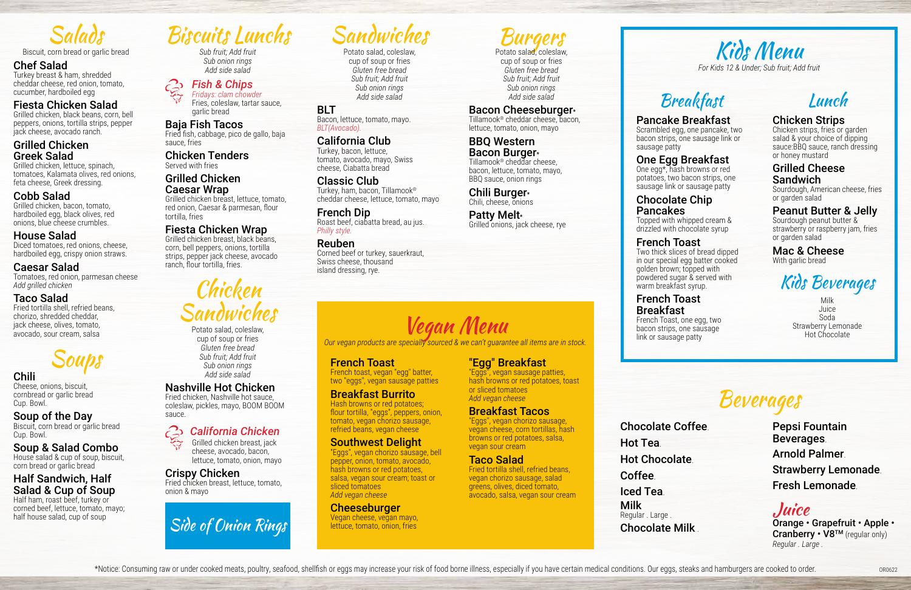# Salads

Biscuit, corn bread or garlic bread

### Chef Salad
Turkey breast & ham, shredded cheddar cheese, red onion, tomato, cucumber, hardboiled egg

### Fiesta Chicken Salad
Grilled chicken, black beans, corn, bell peppers, onions, tortilla strips, pepper jack cheese, avocado ranch.

### Grilled Chicken Greek Salad
Grilled chicken, lettuce, spinach, tomatoes, Kalamata olives, red onions, feta cheese, Greek dressing.

### Cobb Salad
Grilled chicken, bacon, tomato, hardboiled egg, black olives, red onions, blue cheese crumbles.

### House Salad
Diced tomatoes, red onions, cheese, hardboiled egg, crispy onion straws.

### Caesar Salad
Tomatoes, red onion, parmesan cheese
*Add grilled chicken*

### Taco Salad
Fried tortilla shell, refried beans, chorizo, shredded cheddar, jack cheese, olives, tomato, avocado, sour cream, salsa

# Soups

### Chili
Cheese, onions, biscuit, cornbread or garlic bread
Cup. Bowl.

### Soup of the Day
Biscuit, corn bread or garlic bread
Cup. Bowl.

### Soup & Salad Combo
House salad & cup of soup, biscuit, corn bread or garlic bread

### Half Sandwich, Half Salad & Cup of Soup
Half ham, roast beef, turkey or corned beef, lettuce, tomato, mayo; half house salad, cup of soup

# Biscuits Lunchs

*Sub fruit; Add fruit*
*Sub onion rings*
*Add side salad*

### *Fish & Chips*
*Fridays: clam chowder*
Fries, coleslaw, tartar sauce, garlic bread

### Baja Fish Tacos
Fried fish, cabbage, pico de gallo, baja sauce, fries

### Chicken Tenders
Served with fries

### Grilled Chicken Caesar Wrap
Grilled chicken breast, lettuce, tomato, red onion, Caesar & parmesan, flour tortilla, fries

### Fiesta Chicken Wrap
Grilled chicken breast, black beans, corn, bell peppers, onions, tortilla strips, pepper jack cheese, avocado ranch, flour tortilla, fries.

# Chicken Sandwiches

Potato salad, coleslaw, cup of soup or fries
*Gluten free bread*
*Sub fruit; Add fruit*
*Sub onion rings*
*Add side salad*

### Nashville Hot Chicken
Fried chicken, Nashville hot sauce, coleslaw, pickles, mayo, BOOM BOOM sauce.

### *California Chicken*
Grilled chicken breast, jack cheese, avocado, bacon, lettuce, tomato, onion, mayo

### Crispy Chicken
Fried chicken breast, lettuce, tomato, onion & mayo

## Side of Onion Rings

# Sandwiches

Potato salad, coleslaw, cup of soup or fries
*Gluten free bread*
*Sub fruit; Add fruit*
*Sub onion rings*
*Add side salad*

### BLT
Bacon, lettuce, tomato, mayo.
*BLT(Avocado).*

### California Club
Turkey, bacon, lettuce, tomato, avocado, mayo, Swiss cheese, Ciabatta bread

### Classic Club
Turkey, ham, bacon, Tillamook® cheddar cheese, lettuce, tomato, mayo

### French Dip
Roast beef, ciabatta bread, au jus.
*Philly style.*

### Reuben
Corned beef or turkey, sauerkraut, Swiss cheese, thousand island dressing, rye.

# Burgers

Potato salad, coleslaw, cup of soup or fries
*Gluten free bread*
*Sub fruit; Add fruit*
*Sub onion rings*
*Add side salad*

### Bacon Cheeseburger*
Tillamook® cheddar cheese, bacon, lettuce, tomato, onion, mayo

### BBQ Western Bacon Burger*
Tillamook® cheddar cheese, bacon, lettuce, tomato, mayo, BBQ sauce, onion rings

### Chili Burger*
Chili, cheese, onions

### Patty Melt*
Grilled onions, jack cheese, rye

# Vegan Menu

*Our vegan products are specially sourced & we can't guarantee all items are in stock.*

### French Toast
French toast, vegan "egg" batter, two "eggs", vegan sausage patties

### Breakfast Burrito
Hash browns or red potatoes; flour tortilla, "eggs", peppers, onion, tomato, vegan chorizo sausage, refried beans, vegan cheese

### Southwest Delight
"Eggs", vegan chorizo sausage, bell pepper, onion, tomato, avocado, hash browns or red potatoes, salsa, vegan sour cream; toast or sliced tomatoes
*Add vegan cheese*

### Cheeseburger
Vegan cheese, vegan mayo, lettuce, tomato, onion, fries

### "Egg" Breakfast
"Eggs", vegan sausage patties, hash browns or red potatoes, toast or sliced tomatoes
*Add vegan cheese*

### Breakfast Tacos
"Eggs", vegan chorizo sausage, vegan cheese, corn tortillas, hash browns or red potatoes, salsa, vegan sour cream

### Taco Salad
Fried tortilla shell, refried beans, vegan chorizo sausage, salad greens, olives, diced tomato, avocado, salsa, vegan sour cream

# Kids Menu

*For Kids 12 & Under; Sub fruit; Add fruit*

## Breakfast

### Pancake Breakfast
Scrambled egg, one pancake, two bacon strips, one sausage link or sausage patty

### One Egg Breakfast
One egg*, hash browns or red potatoes, two bacon strips, one sausage link or sausage patty

### Chocolate Chip Pancakes
Topped with whipped cream & drizzled with chocolate syrup

### French Toast
Two thick slices of bread dipped in our special egg batter cooked golden brown; topped with powdered sugar & served with warm breakfast syrup.

### French Toast Breakfast
French Toast, one egg, two bacon strips, one sausage link or sausage patty

## Lunch

### Chicken Strips
Chicken strips, fries or garden salad & your choice of dipping sauce:BBQ sauce, ranch dressing or honey mustard

### Grilled Cheese Sandwich
Sourdough, American cheese, fries or garden salad

### Peanut Butter & Jelly
Sourdough peanut butter & strawberry or raspberry jam, fries or garden salad

### Mac & Cheese
With garlic bread

## Kids Beverages

Milk
Juice
Soda
Strawberry Lemonade
Hot Chocolate

# Beverages

**Chocolate Coffee.**
**Hot Tea.**
**Hot Chocolate.**
**Coffee.**
**Iced Tea.**
**Milk**
Regular . Large .
**Chocolate Milk .**

**Pepsi Fountain Beverages.**
**Arnold Palmer.**
**Strawberry Lemonade.**
**Fresh Lemonade.**

## Juice

**Orange • Grapefruit • Apple • Cranberry • V8™** (regular only)
*Regular . Large .*

*Notice: Consuming raw or under cooked meats, poultry, seafood, shellfish or eggs may increase your risk of food borne illness, especially if you have certain medical conditions. Our eggs, steaks and hamburgers are cooked to order.

OR0622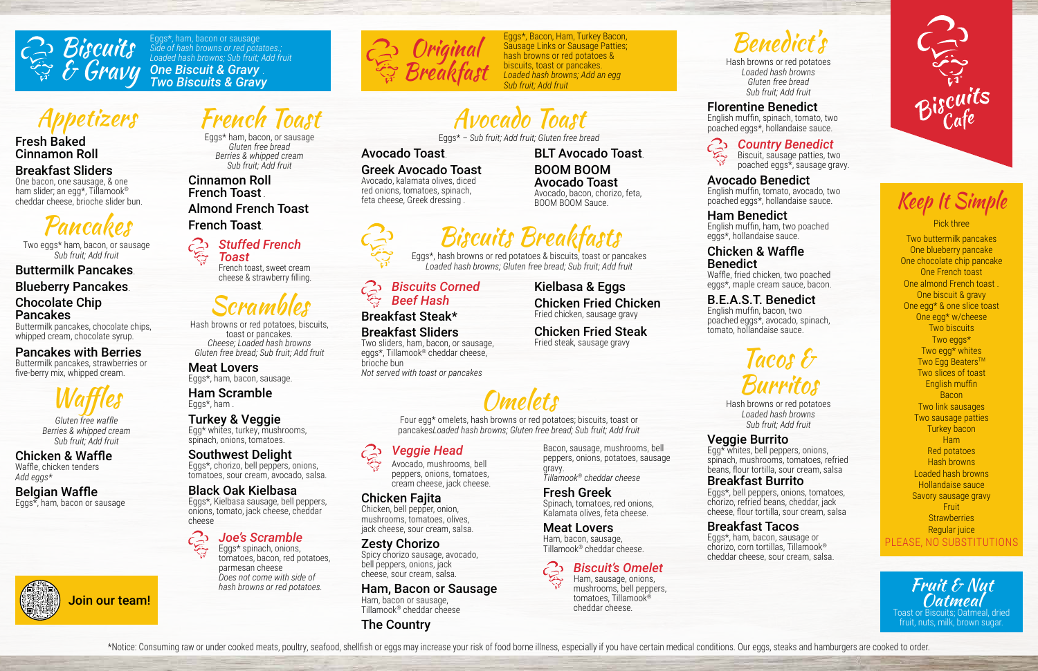## Biscuits & Gravy

Eggs*, ham, bacon or sausage
*Side of hash browns or red potatoes.; Loaded hash browns; Sub fruit; Add fruit*

**One Biscuit & Gravy .**
**Two Biscuits & Gravy**

## Appetizers

**Fresh Baked Cinnamon Roll**

**Breakfast Sliders**
One bacon, one sausage, & one ham slider; an egg*, Tillamook® cheddar cheese, brioche slider bun.

## Pancakes

Two eggs* ham, bacon, or sausage
*Sub fruit; Add fruit*

**Buttermilk Pancakes.**

**Blueberry Pancakes.**

**Chocolate Chip Pancakes**
Buttermilk pancakes, chocolate chips, whipped cream, chocolate syrup.

**Pancakes with Berries**
Buttermilk pancakes, strawberries or five-berry mix, whipped cream.

## Waffles

*Gluten free waffle*
*Berries & whipped cream*
*Sub fruit; Add fruit*

**Chicken & Waffle**
Waffle, chicken tenders
*Add eggs**

**Belgian Waffle**
Eggs*, ham, bacon or sausage

**Join our team!**

## French Toast

Eggs* ham, bacon, or sausage
*Gluten free bread*
*Berries & whipped cream*
*Sub fruit; Add fruit*

**Cinnamon Roll French Toast .**

**Almond French Toast**

**French Toast.**

***Stuffed French Toast***
French toast, sweet cream cheese & strawberry filling.

## Scrambles

Hash browns or red potatoes, biscuits, toast or pancakes.
*Cheese; Loaded hash browns*
*Gluten free bread; Sub fruit; Add fruit*

**Meat Lovers**
Eggs*, ham, bacon, sausage.

**Ham Scramble**
Eggs*, ham .

**Turkey & Veggie**
Egg* whites, turkey, mushrooms, spinach, onions, tomatoes.

**Southwest Delight**
Eggs*, chorizo, bell peppers, onions, tomatoes, sour cream, avocado, salsa.

**Black Oak Kielbasa**
Eggs*, Kielbasa sausage, bell peppers, onions, tomato, jack cheese, cheddar cheese

***Joe's Scramble***
Eggs* spinach, onions, tomatoes, bacon, red potatoes, parmesan cheese
*Does not come with side of hash browns or red potatoes.*

## Original Breakfast

Eggs*, Bacon, Ham, Turkey Bacon, Sausage Links or Sausage Patties; hash browns or red potatoes & biscuits, toast or pancakes.
*Loaded hash browns; Add an egg*
*Sub fruit; Add fruit*

## Avocado Toast

Eggs* – *Sub fruit; Add fruit; Gluten free bread*

**Avocado Toast.**

**Greek Avocado Toast**
Avocado, kalamata olives, diced red onions, tomatoes, spinach, feta cheese, Greek dressing .

**BLT Avocado Toast.**

**BOOM BOOM Avocado Toast**
Avocado, bacon, chorizo, feta, BOOM BOOM Sauce.

## Biscuits Breakfasts

Eggs*, hash browns or red potatoes & biscuits, toast or pancakes
*Loaded hash browns; Gluten free bread; Sub fruit; Add fruit*

***Biscuits Corned Beef Hash***

**Breakfast Steak***

**Breakfast Sliders**
Two sliders, ham, bacon, or sausage, eggs*, Tillamook® cheddar cheese, brioche bun
*Not served with toast or pancakes*

**Kielbasa & Eggs**

**Chicken Fried Chicken**
Fried chicken, sausage gravy

**Chicken Fried Steak**
Fried steak, sausage gravy

## Omelets

Four egg* omelets, hash browns or red potatoes; biscuits, toast or pancakes*Loaded hash browns; Gluten free bread; Sub fruit; Add fruit*

***Veggie Head***
Avocado, mushrooms, bell peppers, onions, tomatoes, cream cheese, jack cheese.

**Chicken Fajita**
Chicken, bell pepper, onion, mushrooms, tomatoes, olives, jack cheese, sour cream, salsa.

**Zesty Chorizo**
Spicy chorizo sausage, avocado, bell peppers, onions, jack cheese, sour cream, salsa.

**Ham, Bacon or Sausage**
Ham, bacon or sausage, Tillamook® cheddar cheese

**The Country**
Bacon, sausage, mushrooms, bell peppers, onions, potatoes, sausage gravy.
*Tillamook® cheddar cheese*

**Fresh Greek**
Spinach, tomatoes, red onions, Kalamata olives, feta cheese.

**Meat Lovers**
Ham, bacon, sausage, Tillamook® cheddar cheese.

***Biscuit's Omelet***
Ham, sausage, onions, mushrooms, bell peppers, tomatoes, Tillamook® cheddar cheese.

## Benedict's

Hash browns or red potatoes
*Loaded hash browns*
*Gluten free bread*
*Sub fruit; Add fruit*

**Florentine Benedict**
English muffin, spinach, tomato, two poached eggs*, hollandaise sauce.

***Country Benedict***
Biscuit, sausage patties, two poached eggs*, sausage gravy.

**Avocado Benedict**
English muffin, tomato, avocado, two poached eggs*, hollandaise sauce.

**Ham Benedict**
English muffin, ham, two poached eggs*, hollandaise sauce.

**Chicken & Waffle Benedict**
Waffle, fried chicken, two poached eggs*, maple cream sauce, bacon.

**B.E.A.S.T. Benedict**
English muffin, bacon, two poached eggs*, avocado, spinach, tomato, hollandaise sauce.

## Tacos & Burritos

Hash browns or red potatoes
*Loaded hash browns*
*Sub fruit; Add fruit*

**Veggie Burrito**
Egg* whites, bell peppers, onions, spinach, mushrooms, tomatoes, refried beans, flour tortilla, sour cream, salsa

**Breakfast Burrito**
Eggs*, bell peppers, onions, tomatoes, chorizo, refried beans, cheddar, jack cheese, flour tortilla, sour cream, salsa

**Breakfast Tacos**
Eggs*, ham, bacon, sausage or chorizo, corn tortillas, Tillamook® cheddar cheese, sour cream, salsa.

# Biscuits Cafe

## Keep It Simple

Pick three

- Two buttermilk pancakes
- One blueberry pancake
- One chocolate chip pancake
- One French toast
- One almond French toast .
- One biscuit & gravy
- One egg* & one slice toast
- One egg* w/cheese
- Two biscuits
- Two eggs*
- Two egg* whites
- Two Egg Beaters™
- Two slices of toast
- English muffin
- Bacon
- Two link sausages
- Two sausage patties
- Turkey bacon
- Ham
- Red potatoes
- Hash browns
- Loaded hash browns
- Hollandaise sauce
- Savory sausage gravy
- Fruit
- Strawberries
- Regular juice

PLEASE, NO SUBSTITUTIONS

## Fruit & Nut Oatmeal

Toast or Biscuits; Oatmeal, dried fruit, nuts, milk, brown sugar.

*Notice: Consuming raw or under cooked meats, poultry, seafood, shellfish or eggs may increase your risk of food borne illness, especially if you have certain medical conditions. Our eggs, steaks and hamburgers are cooked to order.